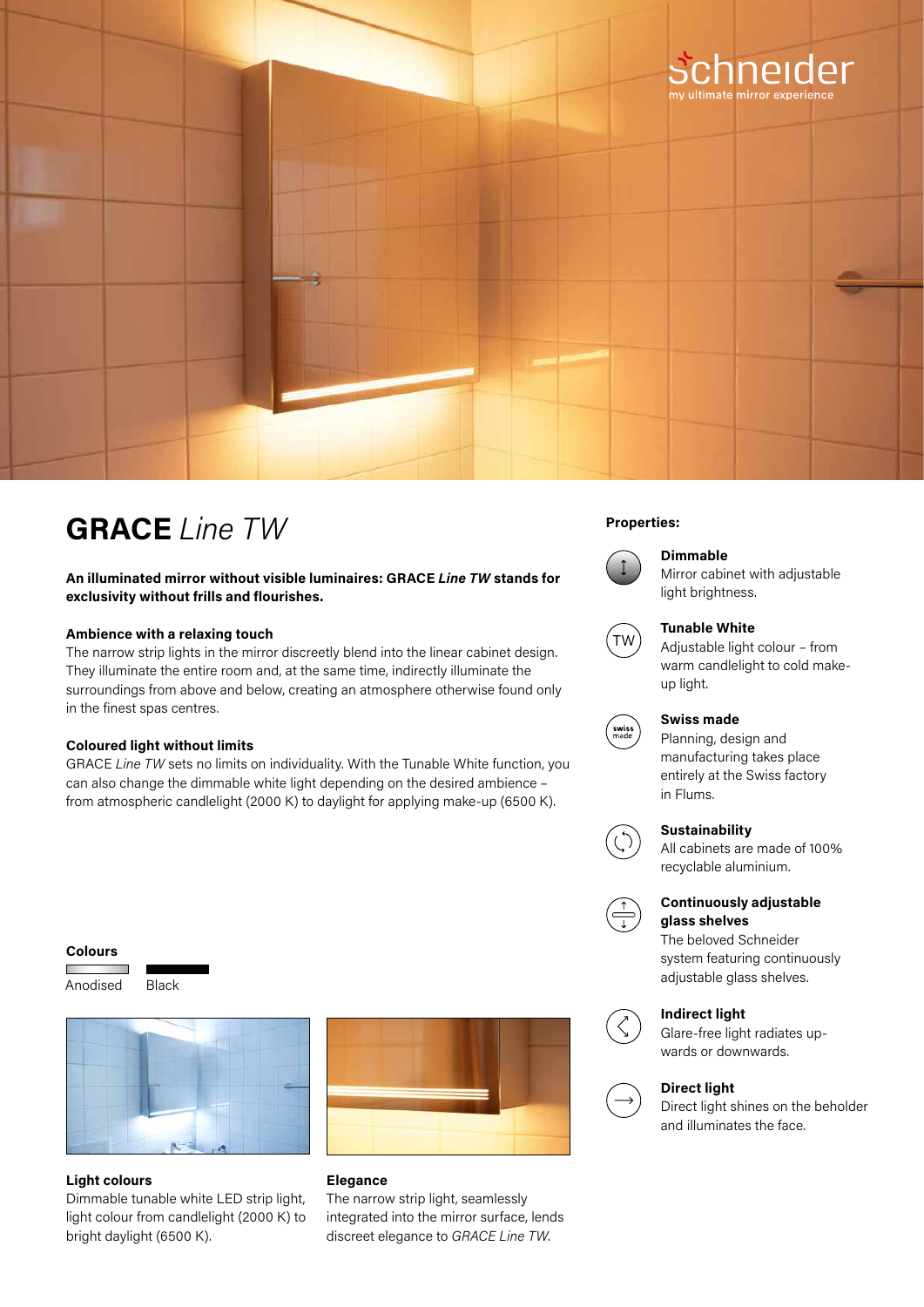schneider
my ultimate mirror experience

# **GRACE** *Line TW*

**An illuminated mirror without visible luminaires: GRACE *Line TW* stands for exclusivity without frills and flourishes.**

### Ambience with a relaxing touch

The narrow strip lights in the mirror discreetly blend into the linear cabinet design. They illuminate the entire room and, at the same time, indirectly illuminate the surroundings from above and below, creating an atmosphere otherwise found only in the finest spas centres.

### Coloured light without limits

GRACE *Line TW* sets no limits on individuality. With the Tunable White function, you can also change the dimmable white light depending on the desired ambience – from atmospheric candlelight (2000 K) to daylight for applying make-up (6500 K).

### Colours

Anodised
Black

### Light colours

Dimmable tunable white LED strip light, light colour from candlight (2000 K) to bright daylight (6500 K).

### Elegance

The narrow strip light, seamlessly integrated into the mirror surface, lends discreet elegance to *GRACE Line TW*.

### Properties:

**Dimmable**
Mirror cabinet with adjustable light brightness.

**Tunable White**
Adjustable light colour – from warm candlelight to cold make-up light.

**Swiss made**
Planning, design and manufacturing takes place entirely at the Swiss factory in Flums.

**Sustainability**
All cabinets are made of 100% recyclable aluminium.

**Continuously adjustable glass shelves**
The beloved Schneider system featuring continuously adjustable glass shelves.

**Indirect light**
Glare-free light radiates up-wards or downwards.

**Direct light**
Direct light shines on the beholder and illuminates the face.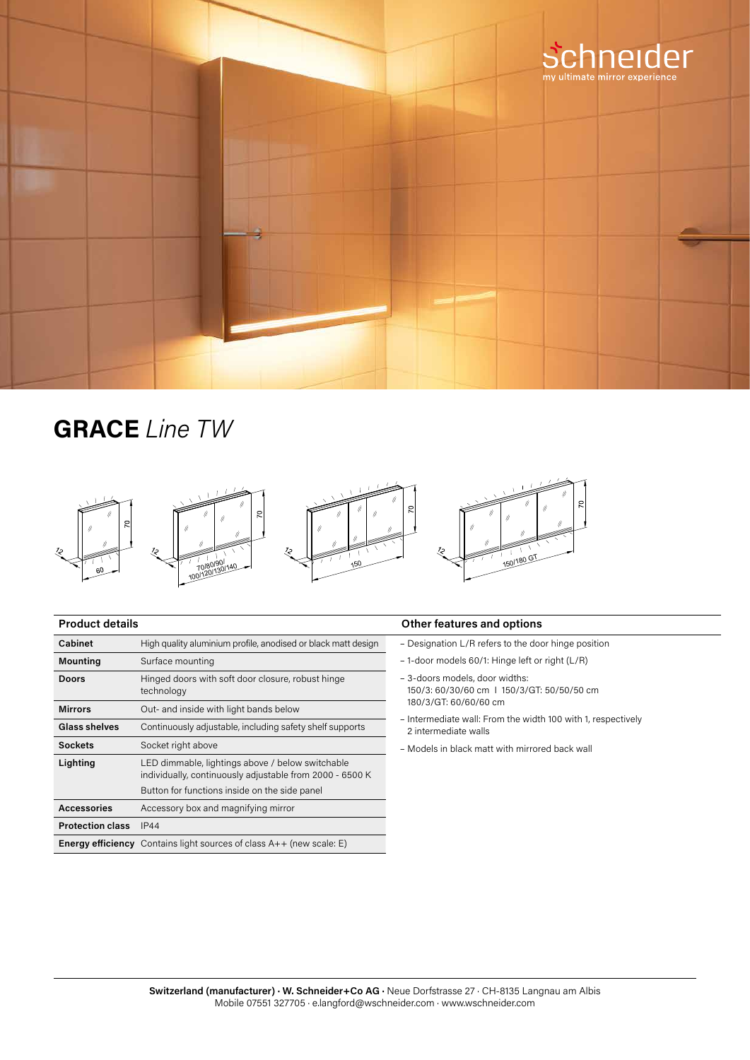schneider
my ultimate mirror experience

# **GRACE** *Line TW*

12
70
60

12
70
70/80/90/
100/120/130/140

12
70
150

12
70
150/180 GT

## Product details

| | |
|---|---|
| **Cabinet** | High quality aluminium profile, anodised or black matt design |
| **Mounting** | Surface mounting |
| **Doors** | Hinged doors with soft door closure, robust hinge technology |
| **Mirrors** | Out- and inside with light bands below |
| **Glass shelves** | Continuously adjustable, including safety shelf supports |
| **Sockets** | Socket right above |
| **Lighting** | LED dimmable, lightings above / below switchable individually, continuously adjustable from 2000 - 6500 K<br>Button for functions inside on the side panel |
| **Accessories** | Accessory box and magnifying mirror |
| **Protection class** | IP44 |
| **Energy efficiency** | Contains light sources of class A++ (new scale: E) |

## Other features and options

- Designation L/R refers to the door hinge position
- 1-door models 60/1: Hinge left or right (L/R)
- 3-doors models, door widths:
  150/3: 60/30/60 cm I 150/3/GT: 50/50/50 cm
  180/3/GT: 60/60/60 cm
- Intermediate wall: From the width 100 with 1, respectively 2 intermediate walls
- Models in black matt with mirrored back wall

**Switzerland (manufacturer) · W. Schneider+Co AG ·** Neue Dorfstrasse 27 · CH-8135 Langnau am Albis
Mobile 07551 327705 · e.langford@wschneider.com · www.wschneider.com